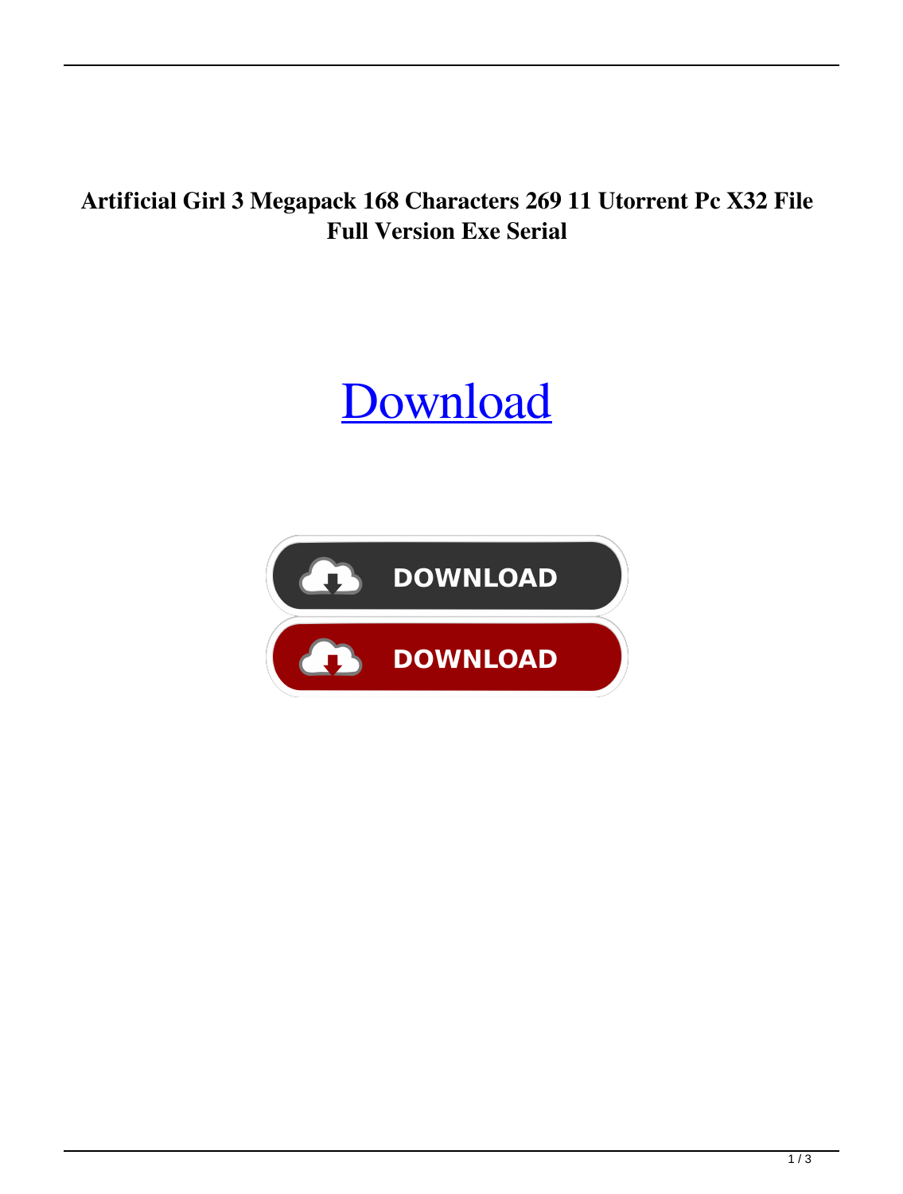**Artificial Girl 3 Megapack 168 Characters 269 11 Utorrent Pc X32 File Full Version Exe Serial**

Download

DOWNLOAD

DOWNLOAD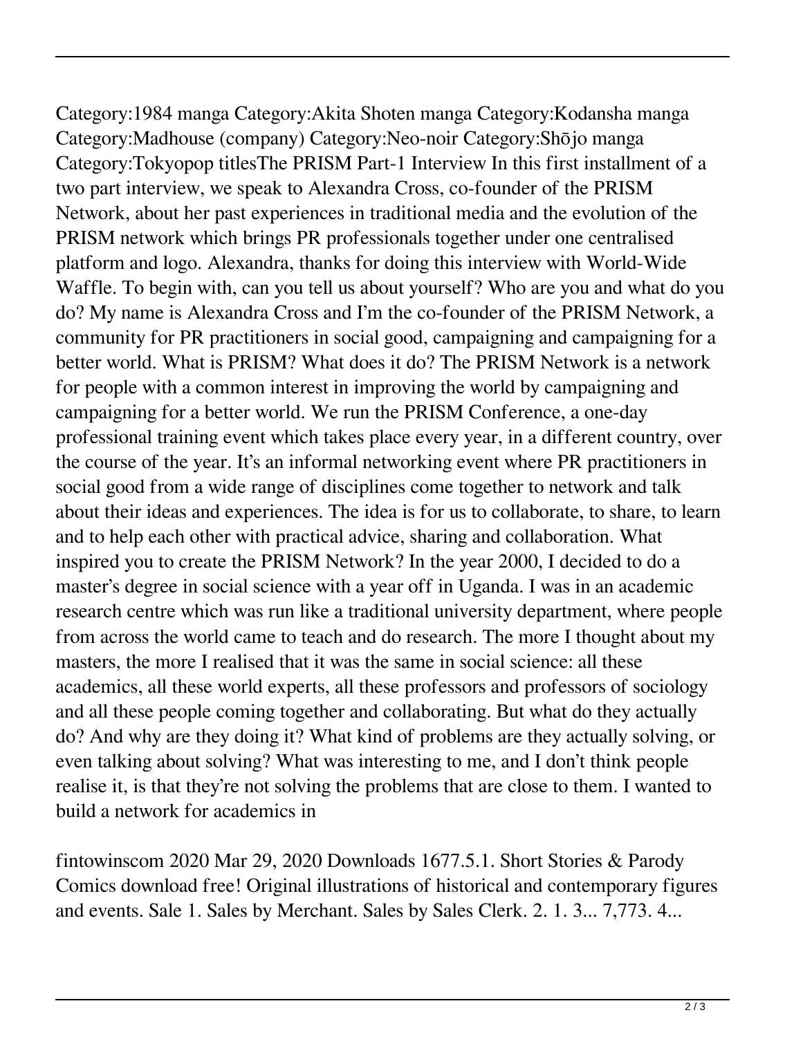Category:1984 manga Category:Akita Shoten manga Category:Kodansha manga Category:Madhouse (company) Category:Neo-noir Category:Shōjo manga Category:Tokyopop titlesThe PRISM Part-1 Interview In this first installment of a two part interview, we speak to Alexandra Cross, co-founder of the PRISM Network, about her past experiences in traditional media and the evolution of the PRISM network which brings PR professionals together under one centralised platform and logo. Alexandra, thanks for doing this interview with World-Wide Waffle. To begin with, can you tell us about yourself? Who are you and what do you do? My name is Alexandra Cross and I'm the co-founder of the PRISM Network, a community for PR practitioners in social good, campaigning and campaigning for a better world. What is PRISM? What does it do? The PRISM Network is a network for people with a common interest in improving the world by campaigning and campaigning for a better world. We run the PRISM Conference, a one-day professional training event which takes place every year, in a different country, over the course of the year. It's an informal networking event where PR practitioners in social good from a wide range of disciplines come together to network and talk about their ideas and experiences. The idea is for us to collaborate, to share, to learn and to help each other with practical advice, sharing and collaboration. What inspired you to create the PRISM Network? In the year 2000, I decided to do a master's degree in social science with a year off in Uganda. I was in an academic research centre which was run like a traditional university department, where people from across the world came to teach and do research. The more I thought about my masters, the more I realised that it was the same in social science: all these academics, all these world experts, all these professors and professors of sociology and all these people coming together and collaborating. But what do they actually do? And why are they doing it? What kind of problems are they actually solving, or even talking about solving? What was interesting to me, and I don't think people realise it, is that they're not solving the problems that are close to them. I wanted to build a network for academics in

fintowinscom 2020 Mar 29, 2020 Downloads 1677.5.1. Short Stories & Parody Comics download free! Original illustrations of historical and contemporary figures and events. Sale 1. Sales by Merchant. Sales by Sales Clerk. 2. 1. 3... 7,773. 4...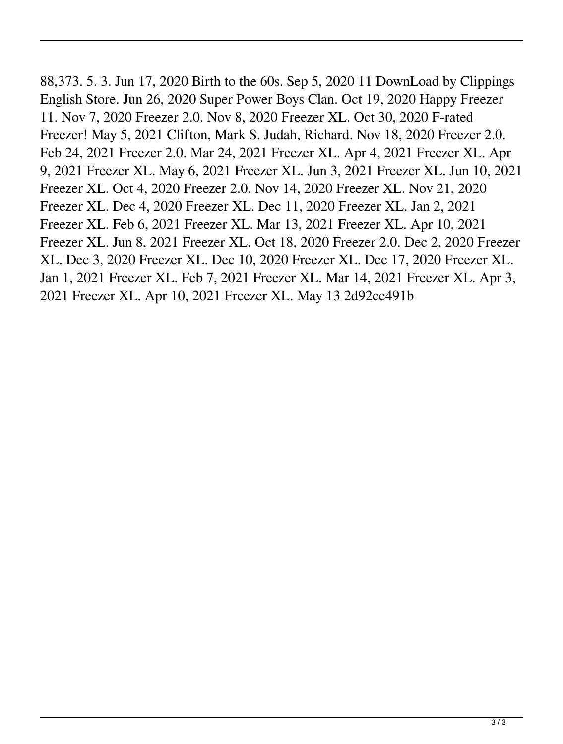88,373. 5. 3. Jun 17, 2020 Birth to the 60s. Sep 5, 2020 11 DownLoad by Clippings English Store. Jun 26, 2020 Super Power Boys Clan. Oct 19, 2020 Happy Freezer 11. Nov 7, 2020 Freezer 2.0. Nov 8, 2020 Freezer XL. Oct 30, 2020 F-rated Freezer! May 5, 2021 Clifton, Mark S. Judah, Richard. Nov 18, 2020 Freezer 2.0. Feb 24, 2021 Freezer 2.0. Mar 24, 2021 Freezer XL. Apr 4, 2021 Freezer XL. Apr 9, 2021 Freezer XL. May 6, 2021 Freezer XL. Jun 3, 2021 Freezer XL. Jun 10, 2021 Freezer XL. Oct 4, 2020 Freezer 2.0. Nov 14, 2020 Freezer XL. Nov 21, 2020 Freezer XL. Dec 4, 2020 Freezer XL. Dec 11, 2020 Freezer XL. Jan 2, 2021 Freezer XL. Feb 6, 2021 Freezer XL. Mar 13, 2021 Freezer XL. Apr 10, 2021 Freezer XL. Jun 8, 2021 Freezer XL. Oct 18, 2020 Freezer 2.0. Dec 2, 2020 Freezer XL. Dec 3, 2020 Freezer XL. Dec 10, 2020 Freezer XL. Dec 17, 2020 Freezer XL. Jan 1, 2021 Freezer XL. Feb 7, 2021 Freezer XL. Mar 14, 2021 Freezer XL. Apr 3, 2021 Freezer XL. Apr 10, 2021 Freezer XL. May 13 2d92ce491b